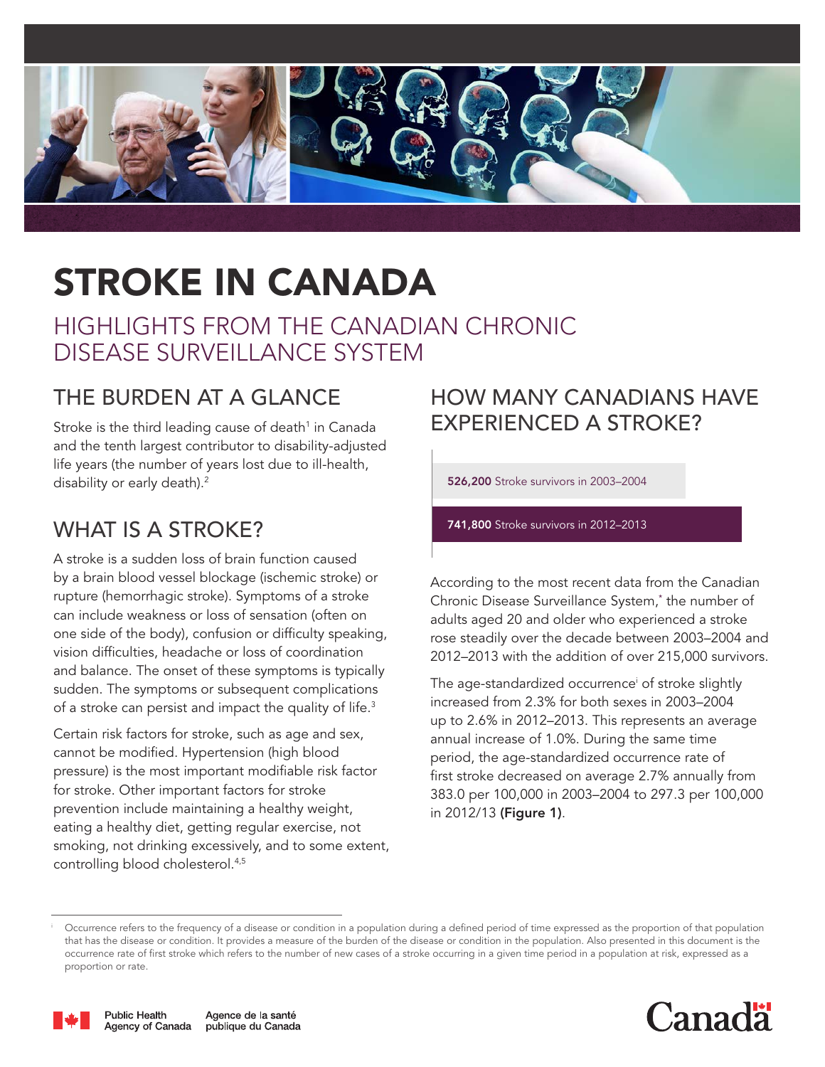# STROKE IN CANADA

## HIGHLIGHTS FROM THE CANADIAN CHRONIC DISEASE SURVEILLANCE SYSTEM

## THE BURDEN AT A GLANCE

Stroke is the third leading cause of death[1] in Canada and the tenth largest contributor to disability-adjusted life years (the number of years lost due to ill-health, disability or early death).[2]

## WHAT IS A STROKE?

A stroke is a sudden loss of brain function caused by a brain blood vessel blockage (ischemic stroke) or rupture (hemorrhagic stroke). Symptoms of a stroke can include weakness or loss of sensation (often on one side of the body), confusion or difficulty speaking, vision difficulties, headache or loss of coordination and balance. The onset of these symptoms is typically sudden. The symptoms or subsequent complications of a stroke can persist and impact the quality of life.[3]

Certain risk factors for stroke, such as age and sex, cannot be modified. Hypertension (high blood pressure) is the most important modifiable risk factor for stroke. Other important factors for stroke prevention include maintaining a healthy weight, eating a healthy diet, getting regular exercise, not smoking, not drinking excessively, and to some extent, controlling blood cholesterol.[4,5]

## HOW MANY CANADIANS HAVE EXPERIENCED A STROKE?

**526,200** Stroke survivors in 2003–2004

**741,800** Stroke survivors in 2012–2013

According to the most recent data from the Canadian Chronic Disease Surveillance System,* the number of adults aged 20 and older who experienced a stroke rose steadily over the decade between 2003–2004 and 2012–2013 with the addition of over 215,000 survivors.

The age-standardized occurrence[i] of stroke slightly increased from 2.3% for both sexes in 2003–2004 up to 2.6% in 2012–2013. This represents an average annual increase of 1.0%. During the same time period, the age-standardized occurrence rate of first stroke decreased on average 2.7% annually from 383.0 per 100,000 in 2003–2004 to 297.3 per 100,000 in 2012/13 **(Figure 1)**.

---

[i] Occurrence refers to the frequency of a disease or condition in a population during a defined period of time expressed as the proportion of that population that has the disease or condition. It provides a measure of the burden of the disease or condition in the population. Also presented in this document is the occurrence rate of first stroke which refers to the number of new cases of a stroke occurring in a given time period in a population at risk, expressed as a proportion or rate.

Public Health Agency of Canada | Agence de la santé publique du Canada

Canada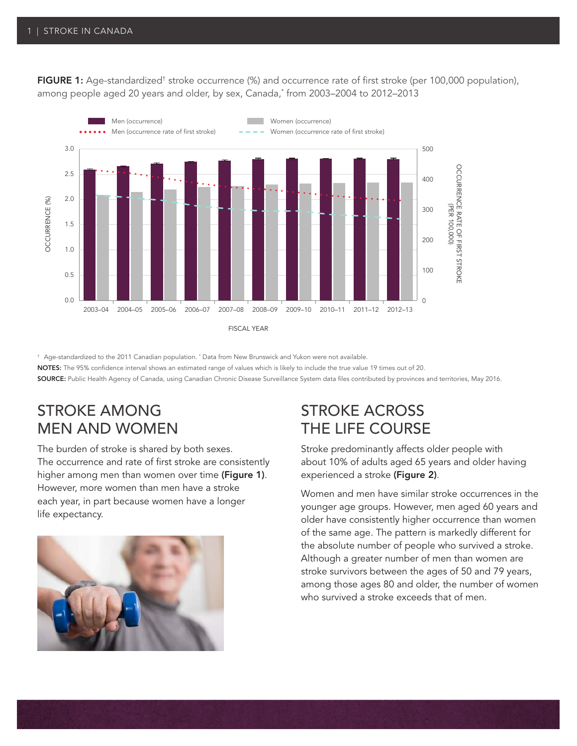**FIGURE 1:** Age-standardized† stroke occurrence (%) and occurrence rate of first stroke (per 100,000 population), among people aged 20 years and older, by sex, Canada,* from 2003–2004 to 2012–2013

† Age-standardized to the 2011 Canadian population. * Data from New Brunswick and Yukon were not available.

**NOTES:** The 95% confidence interval shows an estimated range of values which is likely to include the true value 19 times out of 20.

**SOURCE:** Public Health Agency of Canada, using Canadian Chronic Disease Surveillance System data files contributed by provinces and territories, May 2016.

## STROKE AMONG MEN AND WOMEN

The burden of stroke is shared by both sexes. The occurrence and rate of first stroke are consistently higher among men than women over time **(Figure 1)**. However, more women than men have a stroke each year, in part because women have a longer life expectancy.

## STROKE ACROSS THE LIFE COURSE

Stroke predominantly affects older people with about 10% of adults aged 65 years and older having experienced a stroke **(Figure 2)**.

Women and men have similar stroke occurrences in the younger age groups. However, men aged 60 years and older have consistently higher occurrence than women of the same age. The pattern is markedly different for the absolute number of people who survived a stroke. Although a greater number of men than women are stroke survivors between the ages of 50 and 79 years, among those ages 80 and older, the number of women who survived a stroke exceeds that of men.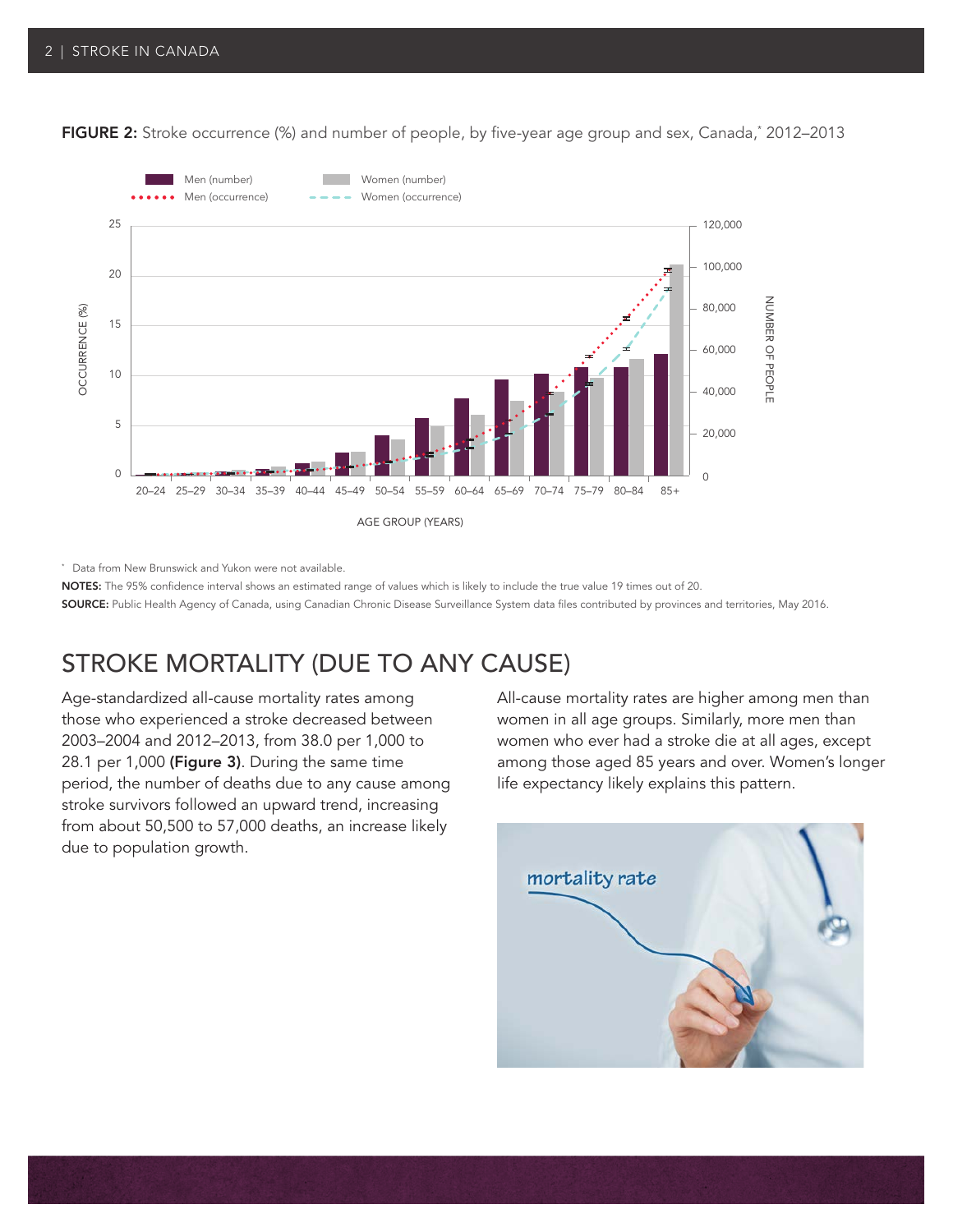**FIGURE 2:** Stroke occurrence (%) and number of people, by five-year age group and sex, Canada,* 2012–2013

\* Data from New Brunswick and Yukon were not available.

**NOTES:** The 95% confidence interval shows an estimated range of values which is likely to include the true value 19 times out of 20.

**SOURCE:** Public Health Agency of Canada, using Canadian Chronic Disease Surveillance System data files contributed by provinces and territories, May 2016.

## STROKE MORTALITY (DUE TO ANY CAUSE)

Age-standardized all-cause mortality rates among those who experienced a stroke decreased between 2003–2004 and 2012–2013, from 38.0 per 1,000 to 28.1 per 1,000 **(Figure 3)**. During the same time period, the number of deaths due to any cause among stroke survivors followed an upward trend, increasing from about 50,500 to 57,000 deaths, an increase likely due to population growth.

All-cause mortality rates are higher among men than women in all age groups. Similarly, more men than women who ever had a stroke die at all ages, except among those aged 85 years and over. Women's longer life expectancy likely explains this pattern.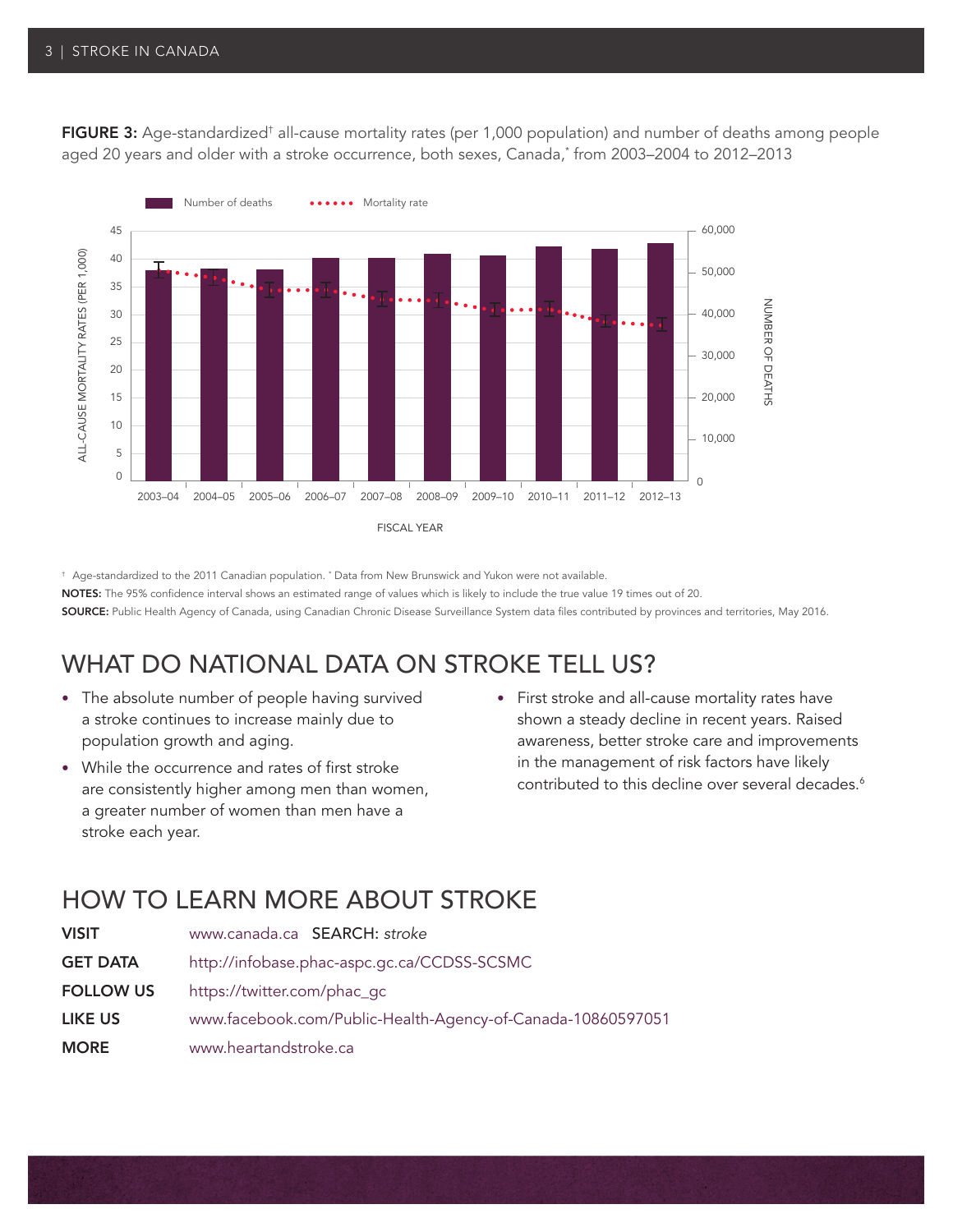**FIGURE 3:** Age-standardized† all-cause mortality rates (per 1,000 population) and number of deaths among people aged 20 years and older with a stroke occurrence, both sexes, Canada,* from 2003–2004 to 2012–2013

† Age-standardized to the 2011 Canadian population. * Data from New Brunswick and Yukon were not available.

**NOTES:** The 95% confidence interval shows an estimated range of values which is likely to include the true value 19 times out of 20.

**SOURCE:** Public Health Agency of Canada, using Canadian Chronic Disease Surveillance System data files contributed by provinces and territories, May 2016.

## WHAT DO NATIONAL DATA ON STROKE TELL US?

- The absolute number of people having survived a stroke continues to increase mainly due to population growth and aging.
- While the occurrence and rates of first stroke are consistently higher among men than women, a greater number of women than men have a stroke each year.
- First stroke and all-cause mortality rates have shown a steady decline in recent years. Raised awareness, better stroke care and improvements in the management of risk factors have likely contributed to this decline over several decades.[6]

## HOW TO LEARN MORE ABOUT STROKE

| | |
|---|---|
| **VISIT** | www.canada.ca SEARCH: *stroke* |
| **GET DATA** | http://infobase.phac-aspc.gc.ca/CCDSS-SCSMC |
| **FOLLOW US** | https://twitter.com/phac_gc |
| **LIKE US** | www.facebook.com/Public-Health-Agency-of-Canada-10860597051 |
| **MORE** | www.heartandstroke.ca |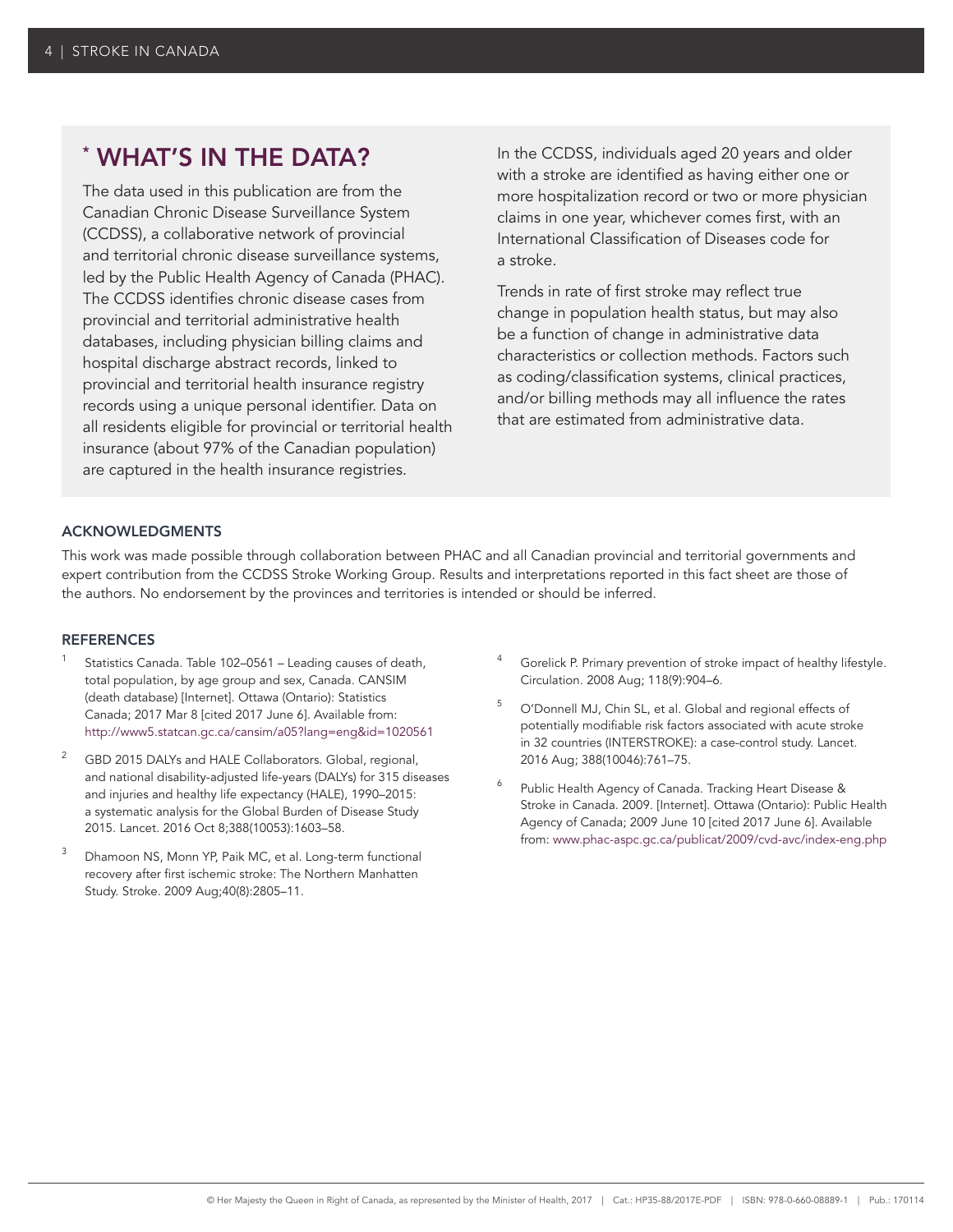## * WHAT'S IN THE DATA?

The data used in this publication are from the Canadian Chronic Disease Surveillance System (CCDSS), a collaborative network of provincial and territorial chronic disease surveillance systems, led by the Public Health Agency of Canada (PHAC). The CCDSS identifies chronic disease cases from provincial and territorial administrative health databases, including physician billing claims and hospital discharge abstract records, linked to provincial and territorial health insurance registry records using a unique personal identifier. Data on all residents eligible for provincial or territorial health insurance (about 97% of the Canadian population) are captured in the health insurance registries.

In the CCDSS, individuals aged 20 years and older with a stroke are identified as having either one or more hospitalization record or two or more physician claims in one year, whichever comes first, with an International Classification of Diseases code for a stroke.

Trends in rate of first stroke may reflect true change in population health status, but may also be a function of change in administrative data characteristics or collection methods. Factors such as coding/classification systems, clinical practices, and/or billing methods may all influence the rates that are estimated from administrative data.

### ACKNOWLEDGMENTS

This work was made possible through collaboration between PHAC and all Canadian provincial and territorial governments and expert contribution from the CCDSS Stroke Working Group. Results and interpretations reported in this fact sheet are those of the authors. No endorsement by the provinces and territories is intended or should be inferred.

### REFERENCES

1. Statistics Canada. Table 102–0561 – Leading causes of death, total population, by age group and sex, Canada. CANSIM (death database) [Internet]. Ottawa (Ontario): Statistics Canada; 2017 Mar 8 [cited 2017 June 6]. Available from: http://www5.statcan.gc.ca/cansim/a05?lang=eng&id=1020561
2. GBD 2015 DALYs and HALE Collaborators. Global, regional, and national disability-adjusted life-years (DALYs) for 315 diseases and injuries and healthy life expectancy (HALE), 1990–2015: a systematic analysis for the Global Burden of Disease Study 2015. Lancet. 2016 Oct 8;388(10053):1603–58.
3. Dhamoon NS, Monn YP, Paik MC, et al. Long-term functional recovery after first ischemic stroke: The Northern Manhatten Study. Stroke. 2009 Aug;40(8):2805–11.
4. Gorelick P. Primary prevention of stroke impact of healthy lifestyle. Circulation. 2008 Aug; 118(9):904–6.
5. O'Donnell MJ, Chin SL, et al. Global and regional effects of potentially modifiable risk factors associated with acute stroke in 32 countries (INTERSTROKE): a case-control study. Lancet. 2016 Aug; 388(10046):761–75.
6. Public Health Agency of Canada. Tracking Heart Disease & Stroke in Canada. 2009. [Internet]. Ottawa (Ontario): Public Health Agency of Canada; 2009 June 10 [cited 2017 June 6]. Available from: www.phac-aspc.gc.ca/publicat/2009/cvd-avc/index-eng.php

© Her Majesty the Queen in Right of Canada, as represented by the Minister of Health, 2017 | Cat.: HP35-88/2017E-PDF | ISBN: 978-0-660-08889-1 | Pub.: 170114